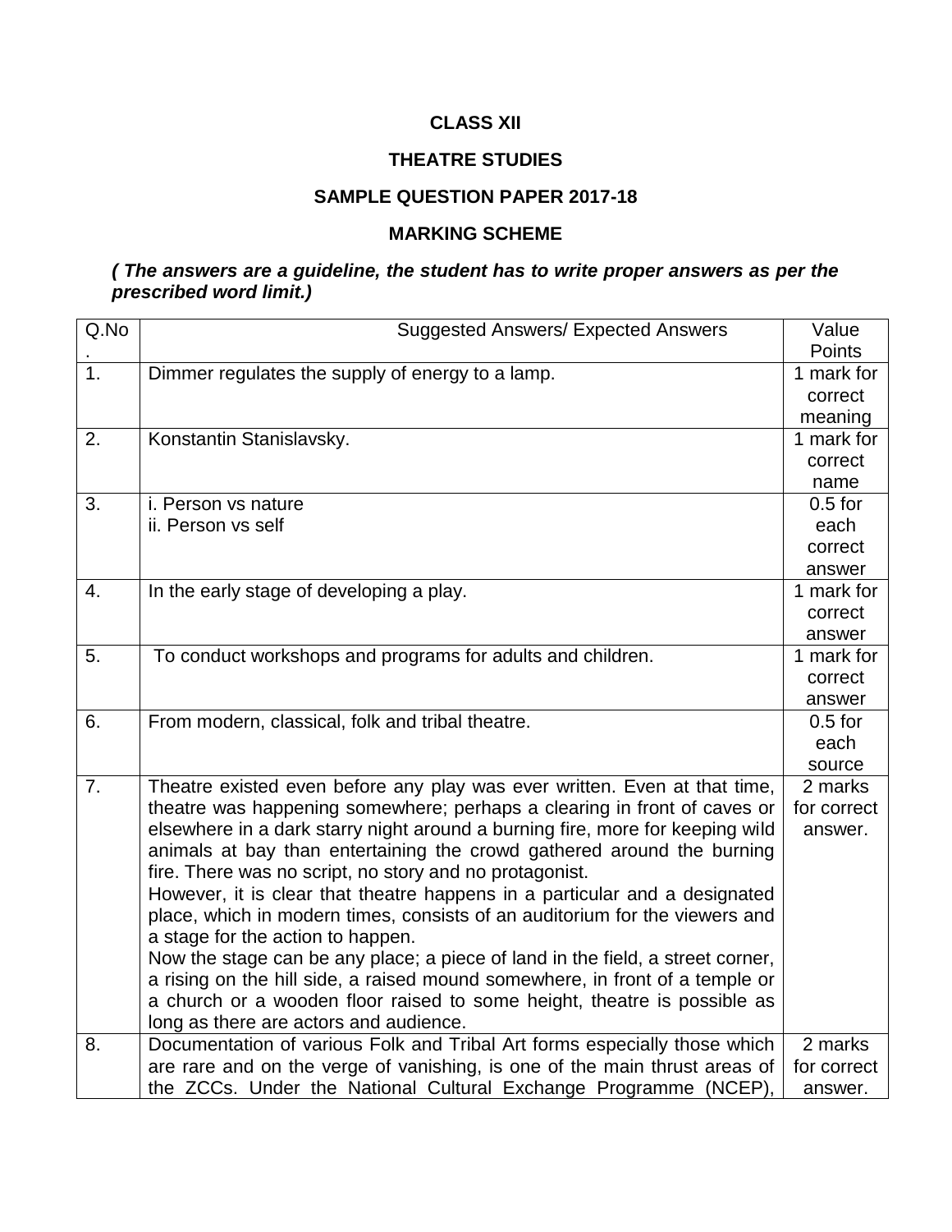**CLASS XII**

**THEATRE STUDIES**

**SAMPLE QUESTION PAPER 2017-18**

**MARKING SCHEME**

***( The answers are a guideline, the student has to write proper answers as per the prescribed word limit.)***

| Q.No. | Suggested Answers/ Expected Answers | Value Points |
|---|---|---|
| 1. | Dimmer regulates the supply of energy to a lamp. | 1 mark for correct meaning |
| 2. | Konstantin Stanislavsky. | 1 mark for correct name |
| 3. | i. Person vs nature<br>ii. Person vs self | 0.5 for each correct answer |
| 4. | In the early stage of developing a play. | 1 mark for correct answer |
| 5. | To conduct workshops and programs for adults and children. | 1 mark for correct answer |
| 6. | From modern, classical, folk and tribal theatre. | 0.5 for each source |
| 7. | Theatre existed even before any play was ever written. Even at that time, theatre was happening somewhere; perhaps a clearing in front of caves or elsewhere in a dark starry night around a burning fire, more for keeping wild animals at bay than entertaining the crowd gathered around the burning fire. There was no script, no story and no protagonist.<br>However, it is clear that theatre happens in a particular and a designated place, which in modern times, consists of an auditorium for the viewers and a stage for the action to happen.<br>Now the stage can be any place; a piece of land in the field, a street corner, a rising on the hill side, a raised mound somewhere, in front of a temple or a church or a wooden floor raised to some height, theatre is possible as long as there are actors and audience. | 2 marks for correct answer. |
| 8. | Documentation of various Folk and Tribal Art forms especially those which are rare and on the verge of vanishing, is one of the main thrust areas of the ZCCs. Under the National Cultural Exchange Programme (NCEP), | 2 marks for correct answer. |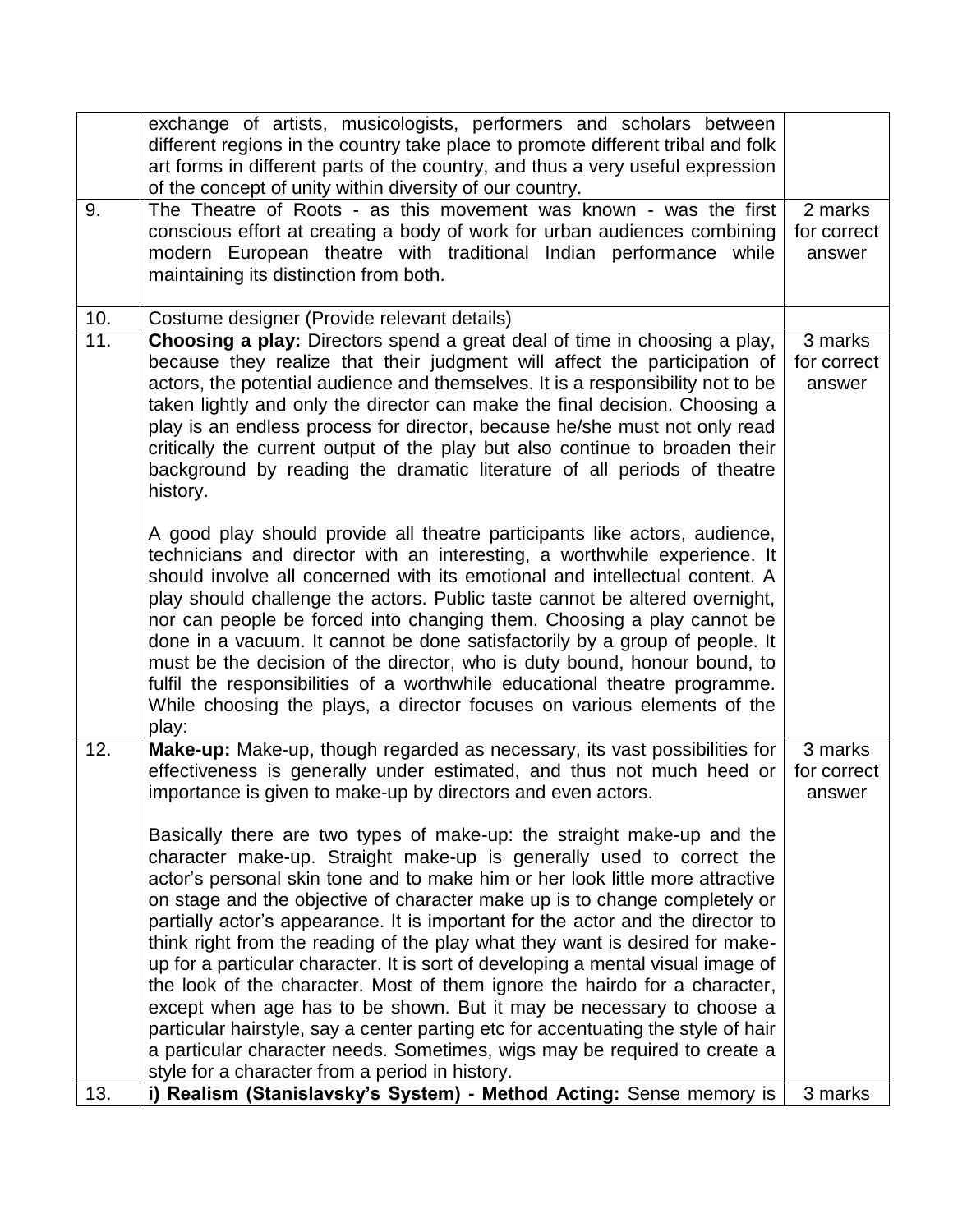| | | |
|---|---|---|
| | exchange of artists, musicologists, performers and scholars between different regions in the country take place to promote different tribal and folk art forms in different parts of the country, and thus a very useful expression of the concept of unity within diversity of our country. | |
| 9. | The Theatre of Roots - as this movement was known - was the first conscious effort at creating a body of work for urban audiences combining modern European theatre with traditional Indian performance while maintaining its distinction from both. | 2 marks for correct answer |
| 10. | Costume designer (Provide relevant details) | |
| 11. | **Choosing a play:** Directors spend a great deal of time in choosing a play, because they realize that their judgment will affect the participation of actors, the potential audience and themselves. It is a responsibility not to be taken lightly and only the director can make the final decision. Choosing a play is an endless process for director, because he/she must not only read critically the current output of the play but also continue to broaden their background by reading the dramatic literature of all periods of theatre history.<br><br>A good play should provide all theatre participants like actors, audience, technicians and director with an interesting, a worthwhile experience. It should involve all concerned with its emotional and intellectual content. A play should challenge the actors. Public taste cannot be altered overnight, nor can people be forced into changing them. Choosing a play cannot be done in a vacuum. It cannot be done satisfactorily by a group of people. It must be the decision of the director, who is duty bound, honour bound, to fulfil the responsibilities of a worthwhile educational theatre programme. While choosing the plays, a director focuses on various elements of the play: | 3 marks for correct answer |
| 12. | **Make-up:** Make-up, though regarded as necessary, its vast possibilities for effectiveness is generally under estimated, and thus not much heed or importance is given to make-up by directors and even actors.<br><br>Basically there are two types of make-up: the straight make-up and the character make-up. Straight make-up is generally used to correct the actor's personal skin tone and to make him or her look little more attractive on stage and the objective of character make up is to change completely or partially actor's appearance. It is important for the actor and the director to think right from the reading of the play what they want is desired for make-up for a particular character. It is sort of developing a mental visual image of the look of the character. Most of them ignore the hairdo for a character, except when age has to be shown. But it may be necessary to choose a particular hairstyle, say a center parting etc for accentuating the style of hair a particular character needs. Sometimes, wigs may be required to create a style for a character from a period in history. | 3 marks for correct answer |
| 13. | **i) Realism (Stanislavsky's System) - Method Acting:** Sense memory is | 3 marks |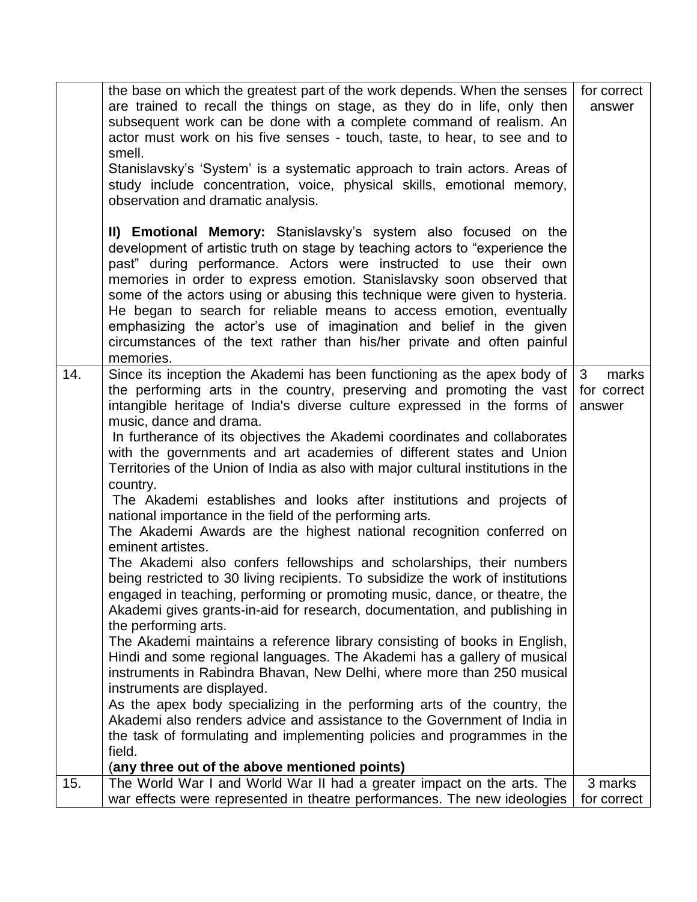|  |  |  |
| --- | --- | --- |
|  | the base on which the greatest part of the work depends. When the senses are trained to recall the things on stage, as they do in life, only then subsequent work can be done with a complete command of realism. An actor must work on his five senses - touch, taste, to hear, to see and to smell.<br>Stanislavsky's 'System' is a systematic approach to train actors. Areas of study include concentration, voice, physical skills, emotional memory, observation and dramatic analysis.<br><br>**II) Emotional Memory:** Stanislavsky's system also focused on the development of artistic truth on stage by teaching actors to "experience the past" during performance. Actors were instructed to use their own memories in order to express emotion. Stanislavsky soon observed that some of the actors using or abusing this technique were given to hysteria. He began to search for reliable means to access emotion, eventually emphasizing the actor's use of imagination and belief in the given circumstances of the text rather than his/her private and often painful memories. | for correct answer |
| 14. | Since its inception the Akademi has been functioning as the apex body of the performing arts in the country, preserving and promoting the vast intangible heritage of India's diverse culture expressed in the forms of music, dance and drama.<br>In furtherance of its objectives the Akademi coordinates and collaborates with the governments and art academies of different states and Union Territories of the Union of India as also with major cultural institutions in the country.<br>The Akademi establishes and looks after institutions and projects of national importance in the field of the performing arts.<br>The Akademi Awards are the highest national recognition conferred on eminent artistes.<br>The Akademi also confers fellowships and scholarships, their numbers being restricted to 30 living recipients. To subsidize the work of institutions engaged in teaching, performing or promoting music, dance, or theatre, the Akademi gives grants-in-aid for research, documentation, and publishing in the performing arts.<br>The Akademi maintains a reference library consisting of books in English, Hindi and some regional languages. The Akademi has a gallery of musical instruments in Rabindra Bhavan, New Delhi, where more than 250 musical instruments are displayed.<br>As the apex body specializing in the performing arts of the country, the Akademi also renders advice and assistance to the Government of India in the task of formulating and implementing policies and programmes in the field.<br>(**any three out of the above mentioned points)** | 3 marks for correct answer |
| 15. | The World War I and World War II had a greater impact on the arts. The war effects were represented in theatre performances. The new ideologies | 3 marks for correct |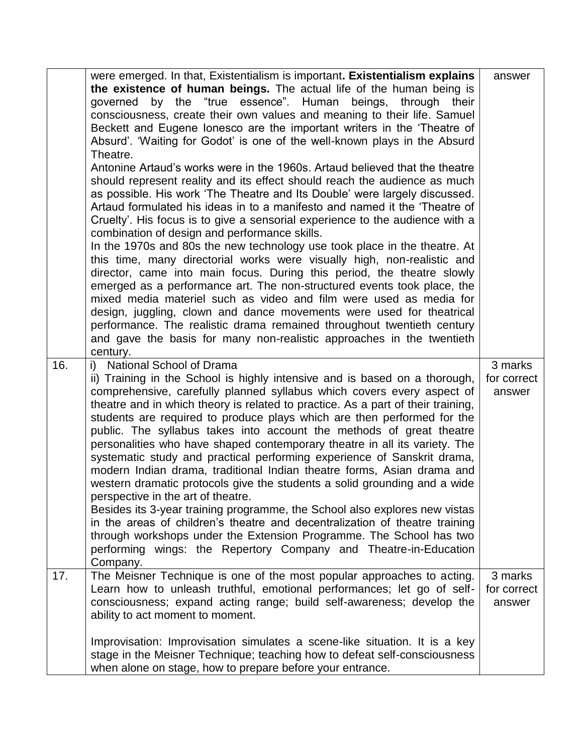| | | |
|---|---|---|
| | were emerged. In that, Existentialism is important**. Existentialism explains the existence of human beings.** The actual life of the human being is governed by the "true essence". Human beings, through their consciousness, create their own values and meaning to their life. Samuel Beckett and Eugene Ionesco are the important writers in the 'Theatre of Absurd'. 'Waiting for Godot' is one of the well-known plays in the Absurd Theatre.<br>Antonine Artaud's works were in the 1960s. Artaud believed that the theatre should represent reality and its effect should reach the audience as much as possible. His work 'The Theatre and Its Double' were largely discussed. Artaud formulated his ideas in to a manifesto and named it the 'Theatre of Cruelty'. His focus is to give a sensorial experience to the audience with a combination of design and performance skills.<br>In the 1970s and 80s the new technology use took place in the theatre. At this time, many directorial works were visually high, non-realistic and director, came into main focus. During this period, the theatre slowly emerged as a performance art. The non-structured events took place, the mixed media materiel such as video and film were used as media for design, juggling, clown and dance movements were used for theatrical performance. The realistic drama remained throughout twentieth century and gave the basis for many non-realistic approaches in the twentieth century. | answer |
| 16. | i) National School of Drama<br>ii) Training in the School is highly intensive and is based on a thorough, comprehensive, carefully planned syllabus which covers every aspect of theatre and in which theory is related to practice. As a part of their training, students are required to produce plays which are then performed for the public. The syllabus takes into account the methods of great theatre personalities who have shaped contemporary theatre in all its variety. The systematic study and practical performing experience of Sanskrit drama, modern Indian drama, traditional Indian theatre forms, Asian drama and western dramatic protocols give the students a solid grounding and a wide perspective in the art of theatre.<br>Besides its 3-year training programme, the School also explores new vistas in the areas of children's theatre and decentralization of theatre training through workshops under the Extension Programme. The School has two performing wings: the Repertory Company and Theatre-in-Education Company. | 3 marks for correct answer |
| 17. | The Meisner Technique is one of the most popular approaches to acting. Learn how to unleash truthful, emotional performances; let go of self-consciousness; expand acting range; build self-awareness; develop the ability to act moment to moment.<br><br>Improvisation: Improvisation simulates a scene-like situation. It is a key stage in the Meisner Technique; teaching how to defeat self-consciousness when alone on stage, how to prepare before your entrance. | 3 marks for correct answer |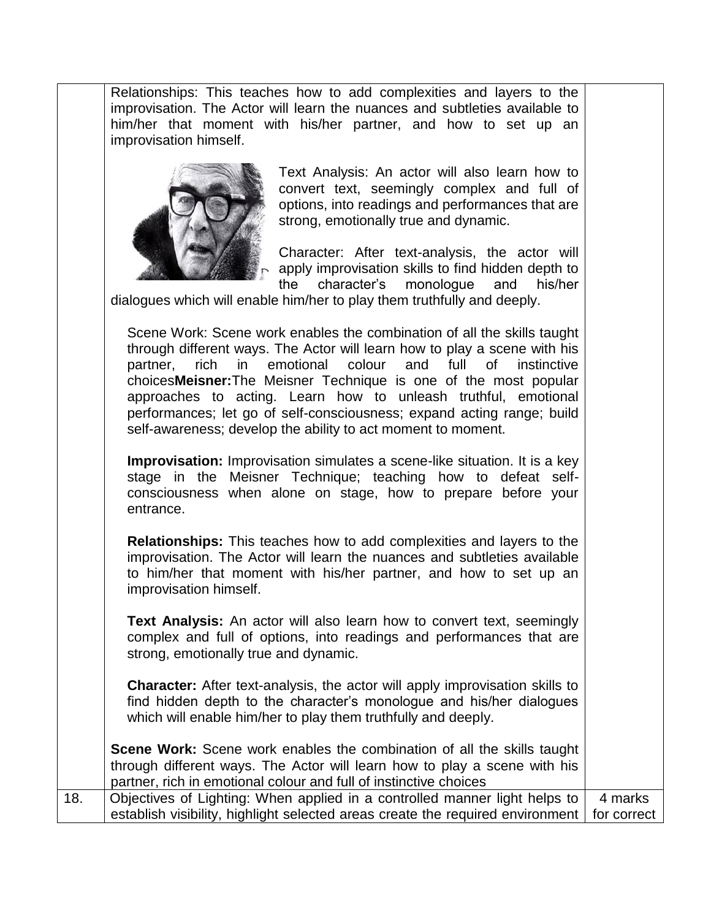| | | |
|---|---|---|
| | Relationships: This teaches how to add complexities and layers to the improvisation. The Actor will learn the nuances and subtleties available to him/her that moment with his/her partner, and how to set up an improvisation himself.<br><br>Text Analysis: An actor will also learn how to convert text, seemingly complex and full of options, into readings and performances that are strong, emotionally true and dynamic.<br><br>Character: After text-analysis, the actor will apply improvisation skills to find hidden depth to the character's monologue and his/her dialogues which will enable him/her to play them truthfully and deeply.<br><br>Scene Work: Scene work enables the combination of all the skills taught through different ways. The Actor will learn how to play a scene with his partner, rich in emotional colour and full of instinctive choices**Meisner:**The Meisner Technique is one of the most popular approaches to acting. Learn how to unleash truthful, emotional performances; let go of self-consciousness; expand acting range; build self-awareness; develop the ability to act moment to moment.<br><br>**Improvisation:** Improvisation simulates a scene-like situation. It is a key stage in the Meisner Technique; teaching how to defeat self-consciousness when alone on stage, how to prepare before your entrance.<br><br>**Relationships:** This teaches how to add complexities and layers to the improvisation. The Actor will learn the nuances and subtleties available to him/her that moment with his/her partner, and how to set up an improvisation himself.<br><br>**Text Analysis:** An actor will also learn how to convert text, seemingly complex and full of options, into readings and performances that are strong, emotionally true and dynamic.<br><br>**Character:** After text-analysis, the actor will apply improvisation skills to find hidden depth to the character's monologue and his/her dialogues which will enable him/her to play them truthfully and deeply.<br><br>**Scene Work:** Scene work enables the combination of all the skills taught through different ways. The Actor will learn how to play a scene with his partner, rich in emotional colour and full of instinctive choices | |
| 18. | Objectives of Lighting: When applied in a controlled manner light helps to establish visibility, highlight selected areas create the required environment | 4 marks for correct |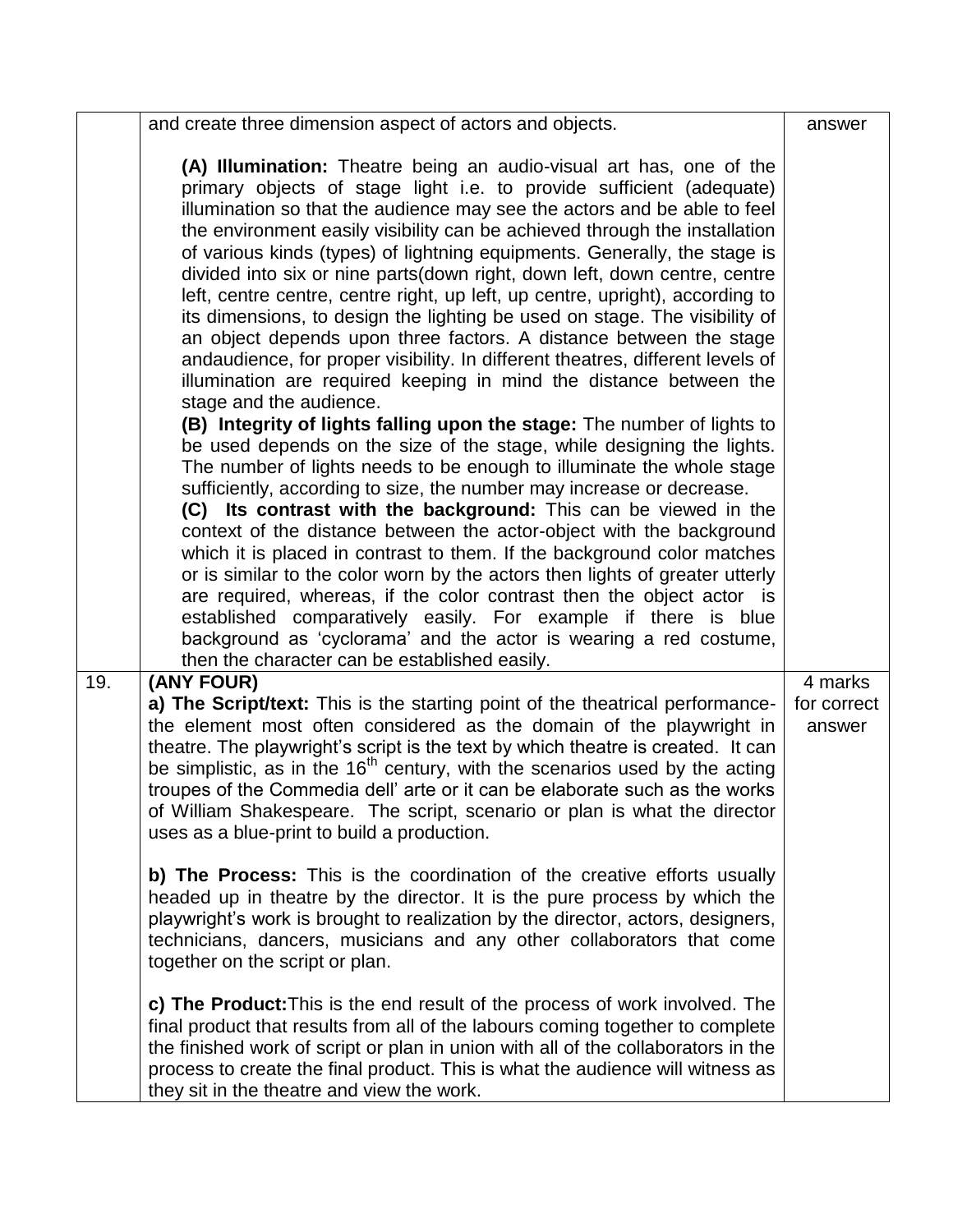| | | |
|---|---|---|
| | and create three dimension aspect of actors and objects.<br><br>**(A) Illumination:** Theatre being an audio-visual art has, one of the primary objects of stage light i.e. to provide sufficient (adequate) illumination so that the audience may see the actors and be able to feel the environment easily visibility can be achieved through the installation of various kinds (types) of lightning equipments. Generally, the stage is divided into six or nine parts(down right, down left, down centre, centre left, centre centre, centre right, up left, up centre, upright), according to its dimensions, to design the lighting be used on stage. The visibility of an object depends upon three factors. A distance between the stage andaudience, for proper visibility. In different theatres, different levels of illumination are required keeping in mind the distance between the stage and the audience.<br>**(B) Integrity of lights falling upon the stage:** The number of lights to be used depends on the size of the stage, while designing the lights. The number of lights needs to be enough to illuminate the whole stage sufficiently, according to size, the number may increase or decrease.<br>**(C) Its contrast with the background:** This can be viewed in the context of the distance between the actor-object with the background which it is placed in contrast to them. If the background color matches or is similar to the color worn by the actors then lights of greater utterly are required, whereas, if the color contrast then the object actor is established comparatively easily. For example if there is blue background as 'cyclorama' and the actor is wearing a red costume, then the character can be established easily. | answer |
| 19. | **(ANY FOUR)**<br>**a) The Script/text:** This is the starting point of the theatrical performance- the element most often considered as the domain of the playwright in theatre. The playwright's script is the text by which theatre is created. It can be simplistic, as in the 16th century, with the scenarios used by the acting troupes of the Commedia dell' arte or it can be elaborate such as the works of William Shakespeare. The script, scenario or plan is what the director uses as a blue-print to build a production.<br><br>**b) The Process:** This is the coordination of the creative efforts usually headed up in theatre by the director. It is the pure process by which the playwright's work is brought to realization by the director, actors, designers, technicians, dancers, musicians and any other collaborators that come together on the script or plan.<br><br>**c) The Product:** This is the end result of the process of work involved. The final product that results from all of the labours coming together to complete the finished work of script or plan in union with all of the collaborators in the process to create the final product. This is what the audience will witness as they sit in the theatre and view the work. | 4 marks for correct answer |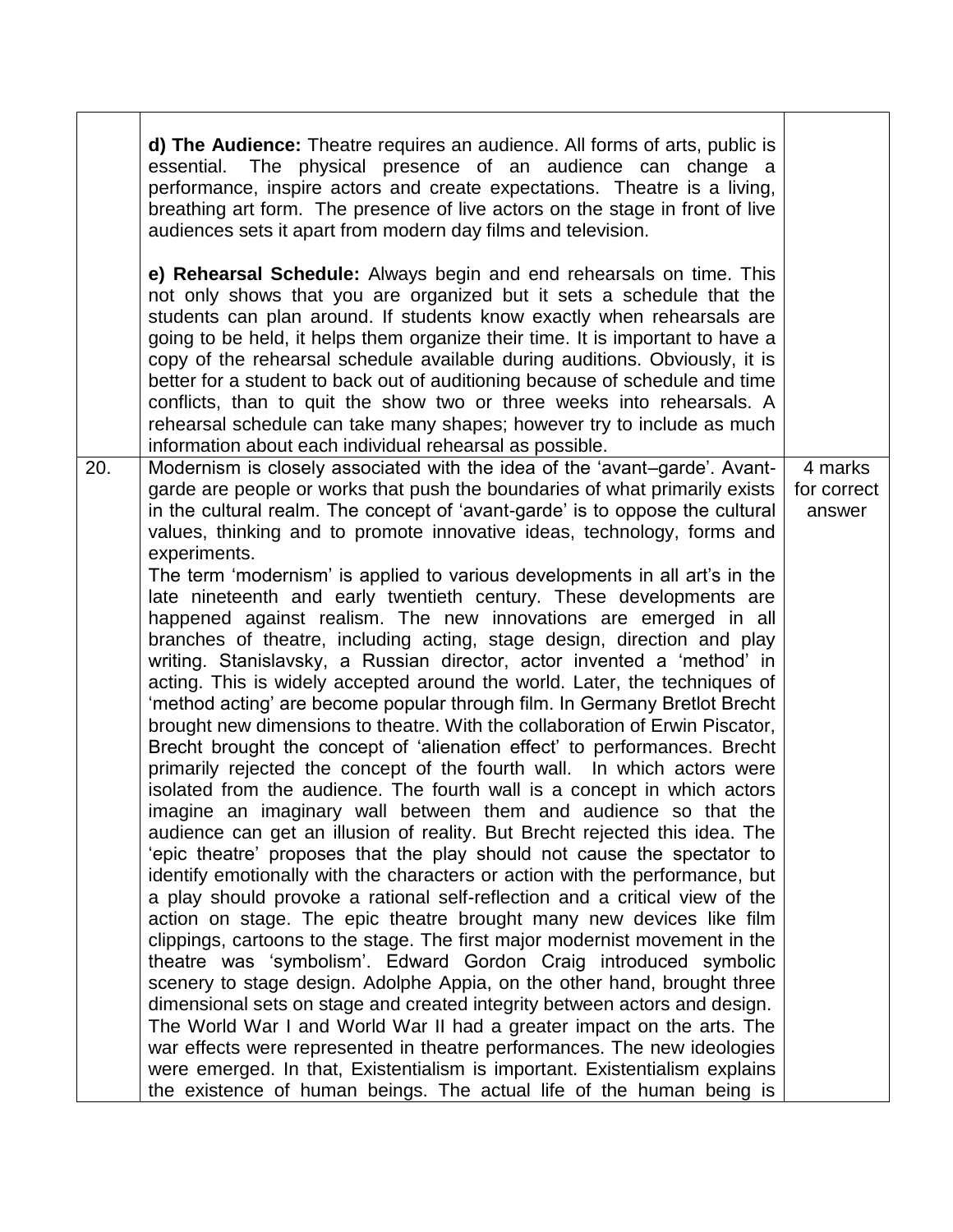| | | |
|---|---|---|
| | **d) The Audience:** Theatre requires an audience. All forms of arts, public is essential. The physical presence of an audience can change a performance, inspire actors and create expectations. Theatre is a living, breathing art form. The presence of live actors on the stage in front of live audiences sets it apart from modern day films and television.<br><br>**e) Rehearsal Schedule:** Always begin and end rehearsals on time. This not only shows that you are organized but it sets a schedule that the students can plan around. If students know exactly when rehearsals are going to be held, it helps them organize their time. It is important to have a copy of the rehearsal schedule available during auditions. Obviously, it is better for a student to back out of auditioning because of schedule and time conflicts, than to quit the show two or three weeks into rehearsals. A rehearsal schedule can take many shapes; however try to include as much information about each individual rehearsal as possible. | |
| 20. | Modernism is closely associated with the idea of the 'avant–garde'. Avant-garde are people or works that push the boundaries of what primarily exists in the cultural realm. The concept of 'avant-garde' is to oppose the cultural values, thinking and to promote innovative ideas, technology, forms and experiments.<br>The term 'modernism' is applied to various developments in all art's in the late nineteenth and early twentieth century. These developments are happened against realism. The new innovations are emerged in all branches of theatre, including acting, stage design, direction and play writing. Stanislavsky, a Russian director, actor invented a 'method' in acting. This is widely accepted around the world. Later, the techniques of 'method acting' are become popular through film. In Germany Bretlot Brecht brought new dimensions to theatre. With the collaboration of Erwin Piscator, Brecht brought the concept of 'alienation effect' to performances. Brecht primarily rejected the concept of the fourth wall. In which actors were isolated from the audience. The fourth wall is a concept in which actors imagine an imaginary wall between them and audience so that the audience can get an illusion of reality. But Brecht rejected this idea. The 'epic theatre' proposes that the play should not cause the spectator to identify emotionally with the characters or action with the performance, but a play should provoke a rational self-reflection and a critical view of the action on stage. The epic theatre brought many new devices like film clippings, cartoons to the stage. The first major modernist movement in the theatre was 'symbolism'. Edward Gordon Craig introduced symbolic scenery to stage design. Adolphe Appia, on the other hand, brought three dimensional sets on stage and created integrity between actors and design.<br>The World War I and World War II had a greater impact on the arts. The war effects were represented in theatre performances. The new ideologies were emerged. In that, Existentialism is important. Existentialism explains the existence of human beings. The actual life of the human being is | 4 marks for correct answer |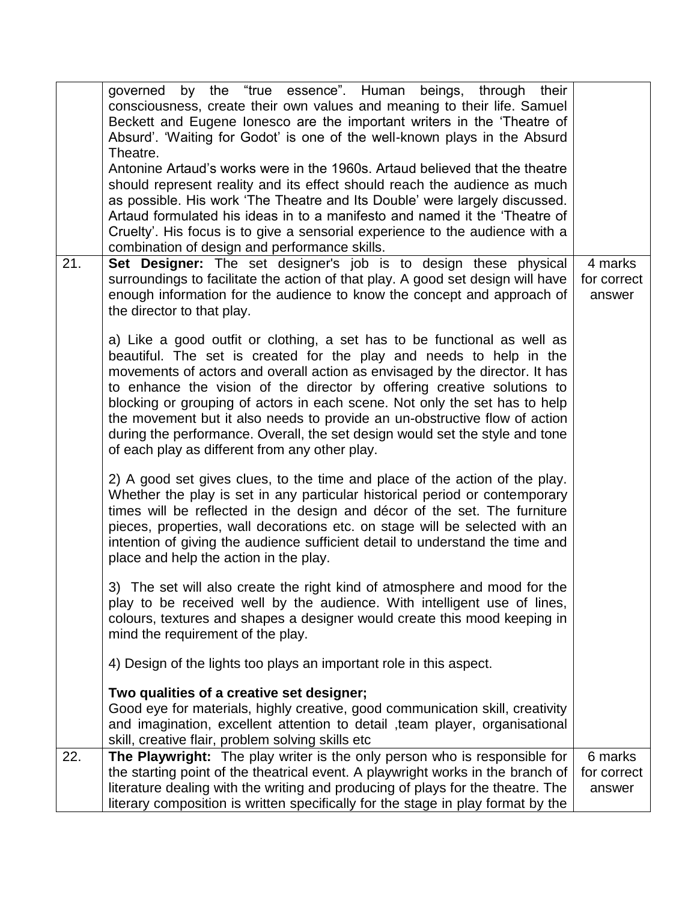| | | |
|---|---|---|
| | governed by the "true essence". Human beings, through their consciousness, create their own values and meaning to their life. Samuel Beckett and Eugene Ionesco are the important writers in the 'Theatre of Absurd'. 'Waiting for Godot' is one of the well-known plays in the Absurd Theatre.<br>Antonine Artaud's works were in the 1960s. Artaud believed that the theatre should represent reality and its effect should reach the audience as much as possible. His work 'The Theatre and Its Double' were largely discussed. Artaud formulated his ideas in to a manifesto and named it the 'Theatre of Cruelty'. His focus is to give a sensorial experience to the audience with a combination of design and performance skills. | |
| 21. | **Set Designer:** The set designer's job is to design these physical surroundings to facilitate the action of that play. A good set design will have enough information for the audience to know the concept and approach of the director to that play.<br><br>a) Like a good outfit or clothing, a set has to be functional as well as beautiful. The set is created for the play and needs to help in the movements of actors and overall action as envisaged by the director. It has to enhance the vision of the director by offering creative solutions to blocking or grouping of actors in each scene. Not only the set has to help the movement but it also needs to provide an un-obstructive flow of action during the performance. Overall, the set design would set the style and tone of each play as different from any other play.<br><br>2) A good set gives clues, to the time and place of the action of the play. Whether the play is set in any particular historical period or contemporary times will be reflected in the design and décor of the set. The furniture pieces, properties, wall decorations etc. on stage will be selected with an intention of giving the audience sufficient detail to understand the time and place and help the action in the play.<br><br>3) The set will also create the right kind of atmosphere and mood for the play to be received well by the audience. With intelligent use of lines, colours, textures and shapes a designer would create this mood keeping in mind the requirement of the play.<br><br>4) Design of the lights too plays an important role in this aspect.<br><br>**Two qualities of a creative set designer;**<br>Good eye for materials, highly creative, good communication skill, creativity and imagination, excellent attention to detail ,team player, organisational skill, creative flair, problem solving skills etc | 4 marks for correct answer |
| 22. | **The Playwright:** The play writer is the only person who is responsible for the starting point of the theatrical event. A playwright works in the branch of literature dealing with the writing and producing of plays for the theatre. The literary composition is written specifically for the stage in play format by the | 6 marks for correct answer |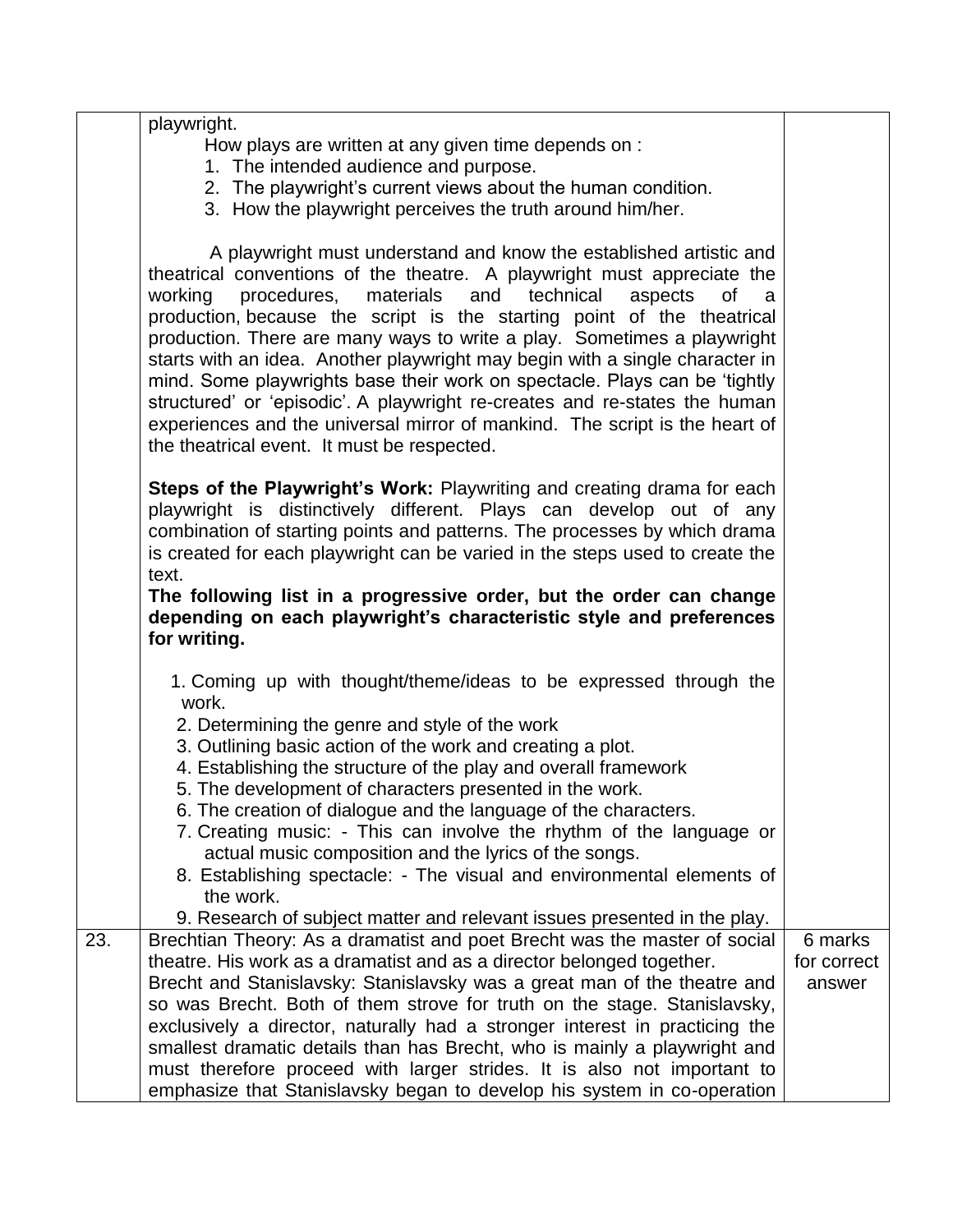| | | |
|---|---|---|
| | playwright.<br>How plays are written at any given time depends on :<br>1. The intended audience and purpose.<br>2. The playwright's current views about the human condition.<br>3. How the playwright perceives the truth around him/her.<br><br>A playwright must understand and know the established artistic and theatrical conventions of the theatre. A playwright must appreciate the working procedures, materials and technical aspects of a production, because the script is the starting point of the theatrical production. There are many ways to write a play. Sometimes a playwright starts with an idea. Another playwright may begin with a single character in mind. Some playwrights base their work on spectacle. Plays can be 'tightly structured' or 'episodic'. A playwright re-creates and re-states the human experiences and the universal mirror of mankind. The script is the heart of the theatrical event. It must be respected.<br><br>**Steps of the Playwright's Work:** Playwriting and creating drama for each playwright is distinctively different. Plays can develop out of any combination of starting points and patterns. The processes by which drama is created for each playwright can be varied in the steps used to create the text.<br>**The following list in a progressive order, but the order can change depending on each playwright's characteristic style and preferences for writing.**<br><br>1. Coming up with thought/theme/ideas to be expressed through the work.<br>2. Determining the genre and style of the work<br>3. Outlining basic action of the work and creating a plot.<br>4. Establishing the structure of the play and overall framework<br>5. The development of characters presented in the work.<br>6. The creation of dialogue and the language of the characters.<br>7. Creating music: - This can involve the rhythm of the language or actual music composition and the lyrics of the songs.<br>8. Establishing spectacle: - The visual and environmental elements of the work.<br>9. Research of subject matter and relevant issues presented in the play. | |
| 23. | Brechtian Theory: As a dramatist and poet Brecht was the master of social theatre. His work as a dramatist and as a director belonged together.<br>Brecht and Stanislavsky: Stanislavsky was a great man of the theatre and so was Brecht. Both of them strove for truth on the stage. Stanislavsky, exclusively a director, naturally had a stronger interest in practicing the smallest dramatic details than has Brecht, who is mainly a playwright and must therefore proceed with larger strides. It is also not important to emphasize that Stanislavsky began to develop his system in co-operation | 6 marks for correct answer |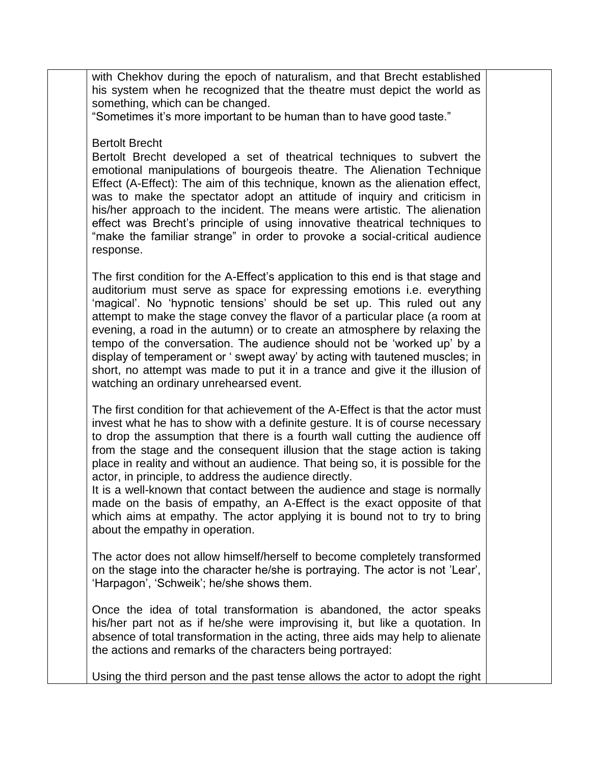with Chekhov during the epoch of naturalism, and that Brecht established his system when he recognized that the theatre must depict the world as something, which can be changed.
"Sometimes it's more important to be human than to have good taste."

Bertolt Brecht
Bertolt Brecht developed a set of theatrical techniques to subvert the emotional manipulations of bourgeois theatre. The Alienation Technique Effect (A-Effect): The aim of this technique, known as the alienation effect, was to make the spectator adopt an attitude of inquiry and criticism in his/her approach to the incident. The means were artistic. The alienation effect was Brecht's principle of using innovative theatrical techniques to "make the familiar strange" in order to provoke a social-critical audience response.

The first condition for the A-Effect's application to this end is that stage and auditorium must serve as space for expressing emotions i.e. everything 'magical'. No 'hypnotic tensions' should be set up. This ruled out any attempt to make the stage convey the flavor of a particular place (a room at evening, a road in the autumn) or to create an atmosphere by relaxing the tempo of the conversation. The audience should not be 'worked up' by a display of temperament or ' swept away' by acting with tautened muscles; in short, no attempt was made to put it in a trance and give it the illusion of watching an ordinary unrehearsed event.

The first condition for that achievement of the A-Effect is that the actor must invest what he has to show with a definite gesture. It is of course necessary to drop the assumption that there is a fourth wall cutting the audience off from the stage and the consequent illusion that the stage action is taking place in reality and without an audience. That being so, it is possible for the actor, in principle, to address the audience directly.
It is a well-known that contact between the audience and stage is normally made on the basis of empathy, an A-Effect is the exact opposite of that which aims at empathy. The actor applying it is bound not to try to bring about the empathy in operation.

The actor does not allow himself/herself to become completely transformed on the stage into the character he/she is portraying. The actor is not 'Lear', 'Harpagon', 'Schweik'; he/she shows them.

Once the idea of total transformation is abandoned, the actor speaks his/her part not as if he/she were improvising it, but like a quotation. In absence of total transformation in the acting, three aids may help to alienate the actions and remarks of the characters being portrayed:

Using the third person and the past tense allows the actor to adopt the right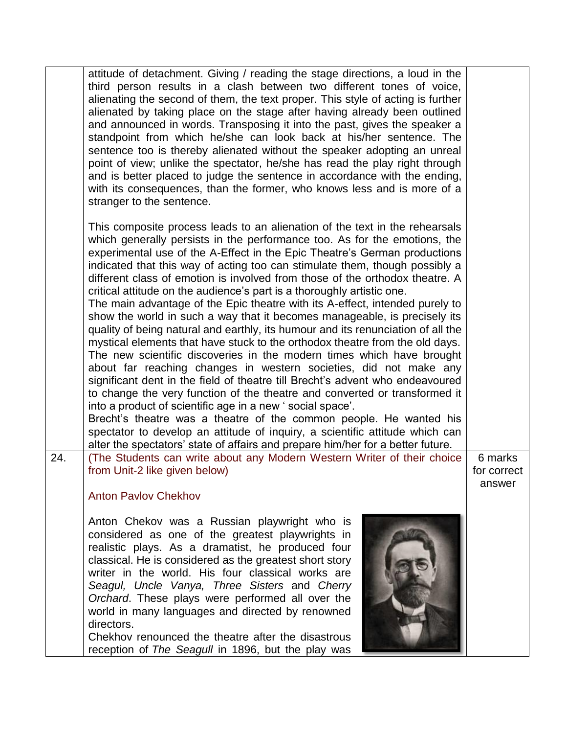| | | |
|---|---|---|
| | attitude of detachment. Giving / reading the stage directions, a loud in the third person results in a clash between two different tones of voice, alienating the second of them, the text proper. This style of acting is further alienated by taking place on the stage after having already been outlined and announced in words. Transposing it into the past, gives the speaker a standpoint from which he/she can look back at his/her sentence. The sentence too is thereby alienated without the speaker adopting an unreal point of view; unlike the spectator, he/she has read the play right through and is better placed to judge the sentence in accordance with the ending, with its consequences, than the former, who knows less and is more of a stranger to the sentence.<br><br>This composite process leads to an alienation of the text in the rehearsals which generally persists in the performance too. As for the emotions, the experimental use of the A-Effect in the Epic Theatre's German productions indicated that this way of acting too can stimulate them, though possibly a different class of emotion is involved from those of the orthodox theatre. A critical attitude on the audience's part is a thoroughly artistic one.<br>The main advantage of the Epic theatre with its A-effect, intended purely to show the world in such a way that it becomes manageable, is precisely its quality of being natural and earthly, its humour and its renunciation of all the mystical elements that have stuck to the orthodox theatre from the old days. The new scientific discoveries in the modern times which have brought about far reaching changes in western societies, did not make any significant dent in the field of theatre till Brecht's advent who endeavoured to change the very function of the theatre and converted or transformed it into a product of scientific age in a new ' social space'.<br>Brecht's theatre was a theatre of the common people. He wanted his spectator to develop an attitude of inquiry, a scientific attitude which can alter the spectators' state of affairs and prepare him/her for a better future. | |
| 24. | (The Students can write about any Modern Western Writer of their choice from Unit-2 like given below)<br><br>Anton Pavlov Chekhov<br><br>Anton Chekov was a Russian playwright who is considered as one of the greatest playwrights in realistic plays. As a dramatist, he produced four classical. He is considered as the greatest short story writer in the world. His four classical works are *Seagul, Uncle Vanya, Three Sisters* and *Cherry Orchard*. These plays were performed all over the world in many languages and directed by renowned directors.<br>Chekhov renounced the theatre after the disastrous reception of *The Seagull* in 1896, but the play was | 6 marks for correct answer |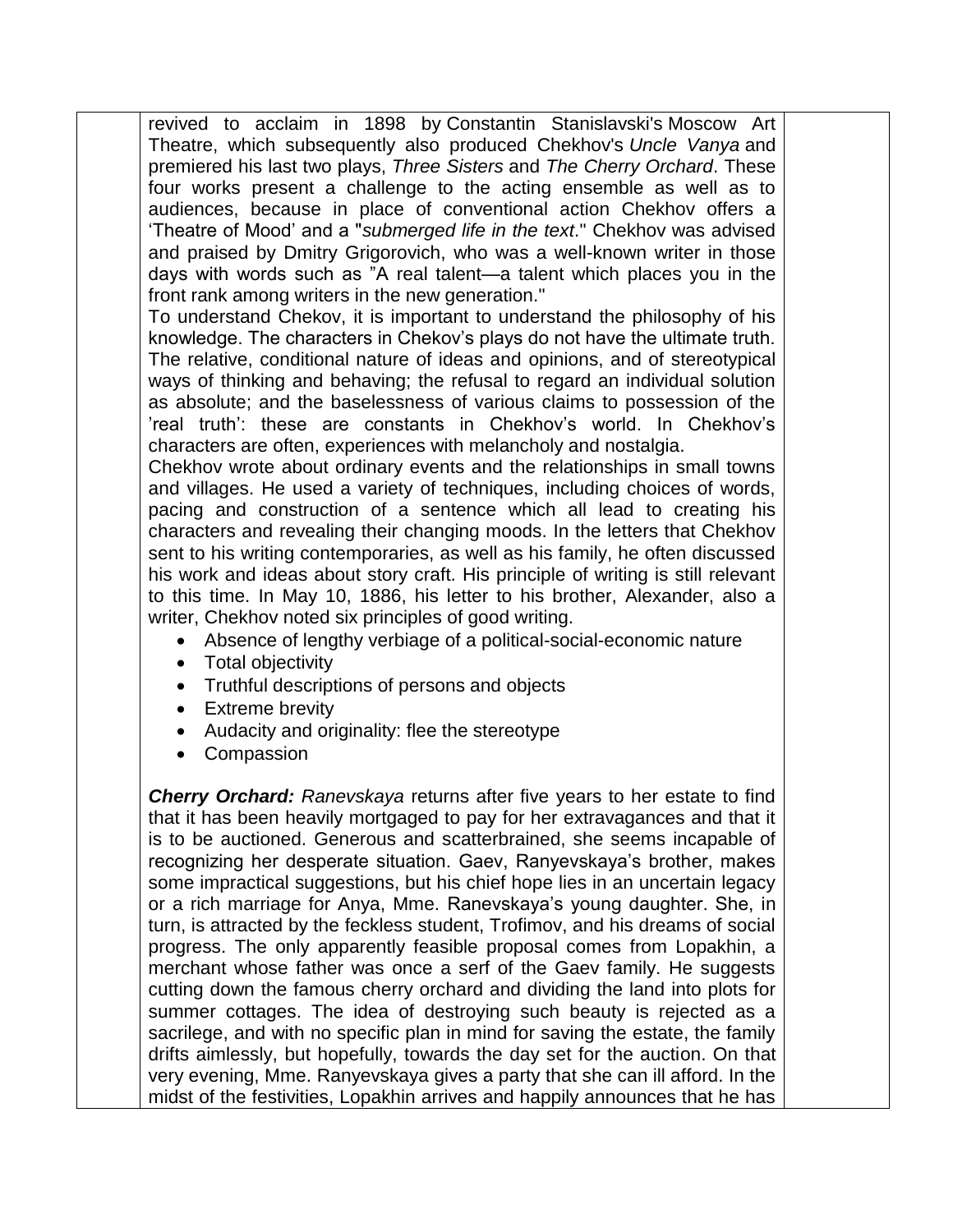revived to acclaim in 1898 by Constantin Stanislavski's Moscow Art Theatre, which subsequently also produced Chekhov's *Uncle Vanya* and premiered his last two plays, *Three Sisters* and *The Cherry Orchard*. These four works present a challenge to the acting ensemble as well as to audiences, because in place of conventional action Chekhov offers a 'Theatre of Mood' and a "*submerged life in the text*." Chekhov was advised and praised by Dmitry Grigorovich, who was a well-known writer in those days with words such as "A real talent—a talent which places you in the front rank among writers in the new generation."

To understand Chekov, it is important to understand the philosophy of his knowledge. The characters in Chekov's plays do not have the ultimate truth. The relative, conditional nature of ideas and opinions, and of stereotypical ways of thinking and behaving; the refusal to regard an individual solution as absolute; and the baselessness of various claims to possession of the 'real truth': these are constants in Chekhov's world. In Chekhov's characters are often, experiences with melancholy and nostalgia.

Chekhov wrote about ordinary events and the relationships in small towns and villages. He used a variety of techniques, including choices of words, pacing and construction of a sentence which all lead to creating his characters and revealing their changing moods. In the letters that Chekhov sent to his writing contemporaries, as well as his family, he often discussed his work and ideas about story craft. His principle of writing is still relevant to this time. In May 10, 1886, his letter to his brother, Alexander, also a writer, Chekhov noted six principles of good writing.

- Absence of lengthy verbiage of a political-social-economic nature
- Total objectivity
- Truthful descriptions of persons and objects
- Extreme brevity
- Audacity and originality: flee the stereotype
- Compassion

***Cherry Orchard:*** *Ranevskaya* returns after five years to her estate to find that it has been heavily mortgaged to pay for her extravagances and that it is to be auctioned. Generous and scatterbrained, she seems incapable of recognizing her desperate situation. Gaev, Ranyevskaya's brother, makes some impractical suggestions, but his chief hope lies in an uncertain legacy or a rich marriage for Anya, Mme. Ranevskaya's young daughter. She, in turn, is attracted by the feckless student, Trofimov, and his dreams of social progress. The only apparently feasible proposal comes from Lopakhin, a merchant whose father was once a serf of the Gaev family. He suggests cutting down the famous cherry orchard and dividing the land into plots for summer cottages. The idea of destroying such beauty is rejected as a sacrilege, and with no specific plan in mind for saving the estate, the family drifts aimlessly, but hopefully, towards the day set for the auction. On that very evening, Mme. Ranyevskaya gives a party that she can ill afford. In the midst of the festivities, Lopakhin arrives and happily announces that he has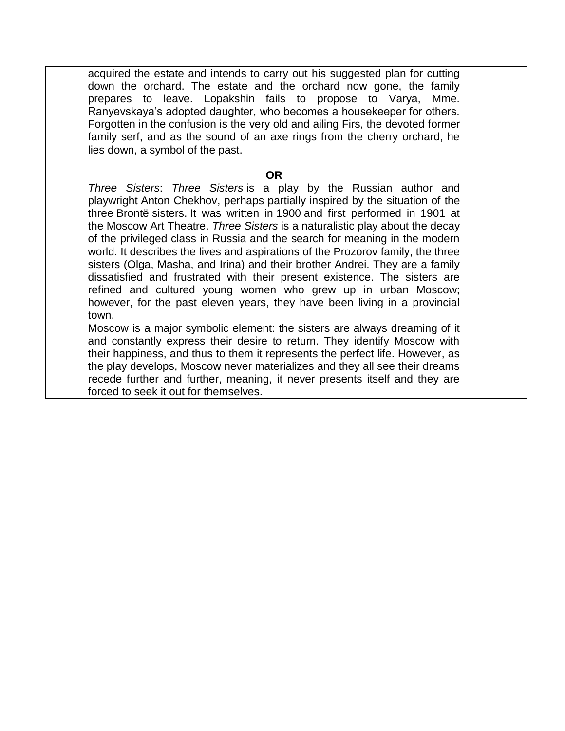| | | |
|---|---|---|
| | acquired the estate and intends to carry out his suggested plan for cutting down the orchard. The estate and the orchard now gone, the family prepares to leave. Lopakshin fails to propose to Varya, Mme. Ranyevskaya's adopted daughter, who becomes a housekeeper for others. Forgotten in the confusion is the very old and ailing Firs, the devoted former family serf, and as the sound of an axe rings from the cherry orchard, he lies down, a symbol of the past.<br><br>**OR**<br>*Three Sisters*: *Three Sisters* is a play by the Russian author and playwright Anton Chekhov, perhaps partially inspired by the situation of the three Brontë sisters. It was written in 1900 and first performed in 1901 at the Moscow Art Theatre. *Three Sisters* is a naturalistic play about the decay of the privileged class in Russia and the search for meaning in the modern world. It describes the lives and aspirations of the Prozorov family, the three sisters (Olga, Masha, and Irina) and their brother Andrei. They are a family dissatisfied and frustrated with their present existence. The sisters are refined and cultured young women who grew up in urban Moscow; however, for the past eleven years, they have been living in a provincial town.<br>Moscow is a major symbolic element: the sisters are always dreaming of it and constantly express their desire to return. They identify Moscow with their happiness, and thus to them it represents the perfect life. However, as the play develops, Moscow never materializes and they all see their dreams recede further and further, meaning, it never presents itself and they are forced to seek it out for themselves. | |